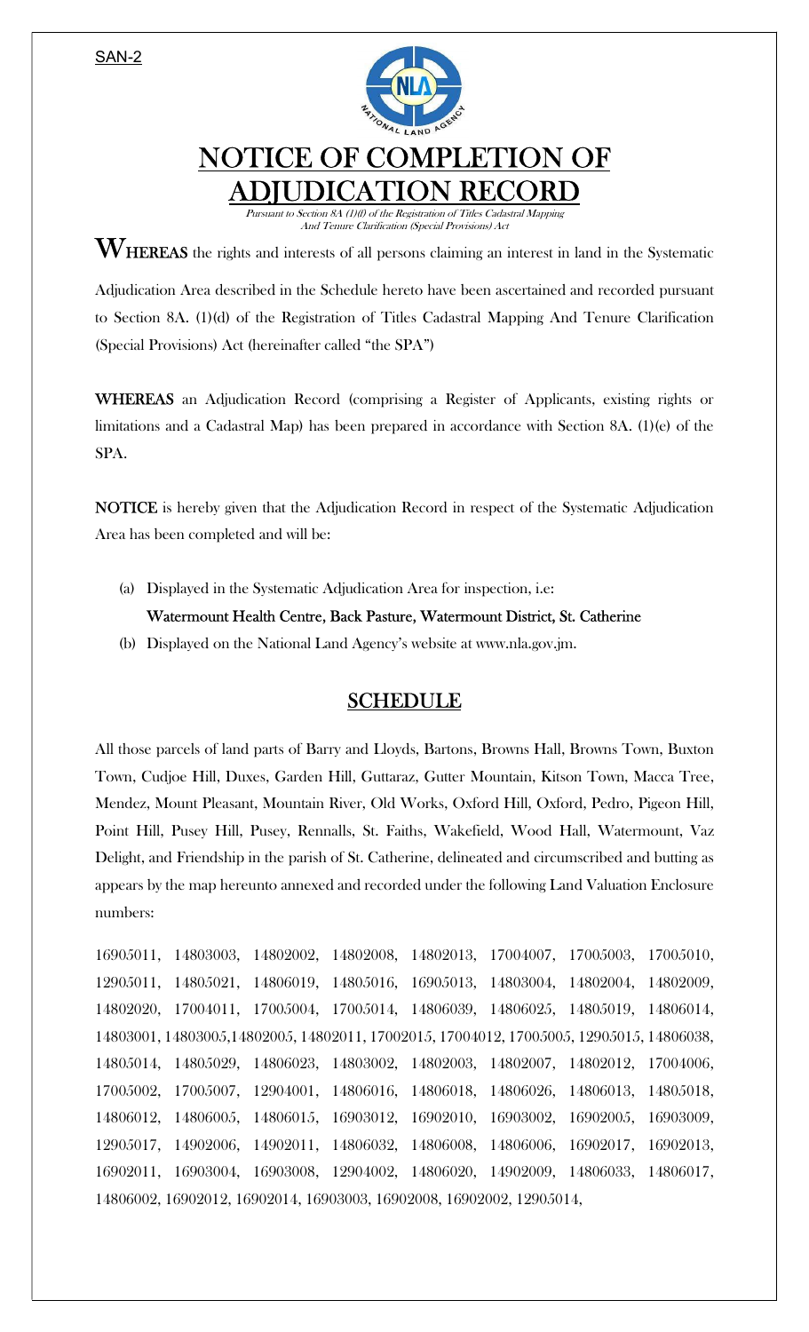SAN-2

# NOTICE OF COMPLETION OF ADJUDICATION RECORD

*Pursuant to Section 8A (1)(f) of the Registration of Titles Cadastral Mapping And Tenure Clarification (Special Provisions) Act*

**WHEREAS** the rights and interests of all persons claiming an interest in land in the Systematic Adjudication Area described in the Schedule hereto have been ascertained and recorded pursuant to Section 8A. (1)(d) of the Registration of Titles Cadastral Mapping And Tenure Clarification (Special Provisions) Act (hereinafter called "the SPA")

**WHEREAS** an Adjudication Record (comprising a Register of Applicants, existing rights or limitations and a Cadastral Map) has been prepared in accordance with Section 8A. (1)(e) of the SPA.

**NOTICE** is hereby given that the Adjudication Record in respect of the Systematic Adjudication Area has been completed and will be:

(a) Displayed in the Systematic Adjudication Area for inspection, i.e:
**Watermount Health Centre, Back Pasture, Watermount District, St. Catherine**

(b) Displayed on the National Land Agency's website at www.nla.gov.jm.

## SCHEDULE

All those parcels of land parts of Barry and Lloyds, Bartons, Browns Hall, Browns Town, Buxton Town, Cudjoe Hill, Duxes, Garden Hill, Guttaraz, Gutter Mountain, Kitson Town, Macca Tree, Mendez, Mount Pleasant, Mountain River, Old Works, Oxford Hill, Oxford, Pedro, Pigeon Hill, Point Hill, Pusey Hill, Pusey, Rennalls, St. Faiths, Wakefield, Wood Hall, Watermount, Vaz Delight, and Friendship in the parish of St. Catherine, delineated and circumscribed and butting as appears by the map hereunto annexed and recorded under the following Land Valuation Enclosure numbers:

16905011, 14803003, 14802002, 14802008, 14802013, 17004007, 17005003, 17005010, 12905011, 14805021, 14806019, 14805016, 16905013, 14803004, 14802004, 14802009, 14802020, 17004011, 17005004, 17005014, 14806039, 14806025, 14805019, 14806014, 14803001, 14803005,14802005, 14802011, 17002015, 17004012, 17005005, 12905015, 14806038, 14805014, 14805029, 14806023, 14803002, 14802003, 14802007, 14802012, 17004006, 17005002, 17005007, 12904001, 14806016, 14806018, 14806026, 14806013, 14805018, 14806012, 14806005, 14806015, 16903012, 16902010, 16903002, 16902005, 16903009, 12905017, 14902006, 14902011, 14806032, 14806008, 14806006, 16902017, 16902013, 16902011, 16903004, 16903008, 12904002, 14806020, 14902009, 14806033, 14806017, 14806002, 16902012, 16902014, 16903003, 16902008, 16902002, 12905014,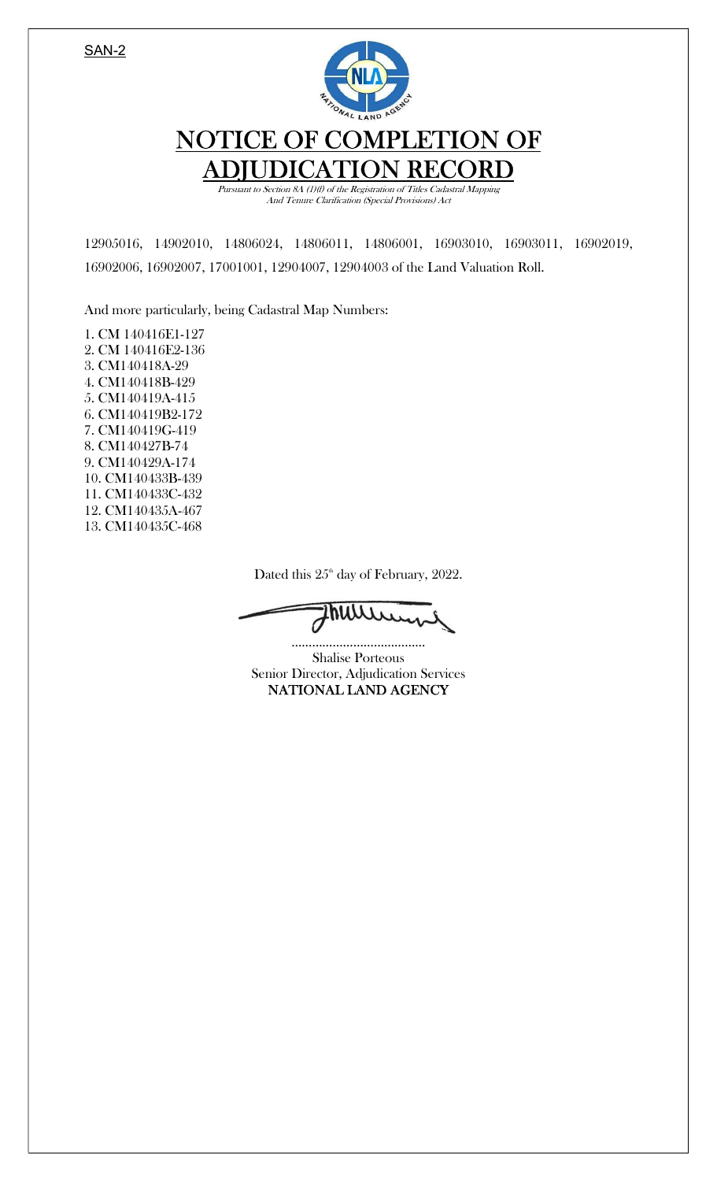SAN-2

# NOTICE OF COMPLETION OF ADJUDICATION RECORD

*Pursuant to Section 8A (1)(f) of the Registration of Titles Cadastral Mapping And Tenure Clarification (Special Provisions) Act*

12905016, 14902010, 14806024, 14806011, 14806001, 16903010, 16903011, 16902019, 16902006, 16902007, 17001001, 12904007, 12904003 of the Land Valuation Roll.

And more particularly, being Cadastral Map Numbers:

1. CM 140416E1-127
2. CM 140416E2-136
3. CM140418A-29
4. CM140418B-429
5. CM140419A-415
6. CM140419B2-172
7. CM140419G-419
8. CM140427B-74
9. CM140429A-174
10. CM140433B-439
11. CM140433C-432
12. CM140435A-467
13. CM140435C-468

Dated this 25th day of February, 2022.

.......................................
Shalise Porteous
Senior Director, Adjudication Services
**NATIONAL LAND AGENCY**